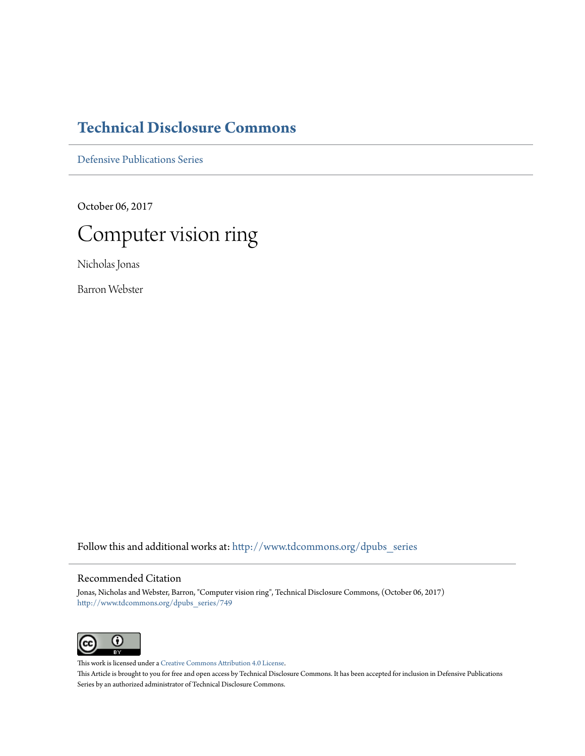# Technical Disclosure Commons

Defensive Publications Series

October 06, 2017

# Computer vision ring

Nicholas Jonas

Barron Webster

Follow this and additional works at: http://www.tdcommons.org/dpubs_series

## Recommended Citation

Jonas, Nicholas and Webster, Barron, "Computer vision ring", Technical Disclosure Commons, (October 06, 2017)
http://www.tdcommons.org/dpubs_series/749

This work is licensed under a Creative Commons Attribution 4.0 License.

This Article is brought to you for free and open access by Technical Disclosure Commons. It has been accepted for inclusion in Defensive Publications Series by an authorized administrator of Technical Disclosure Commons.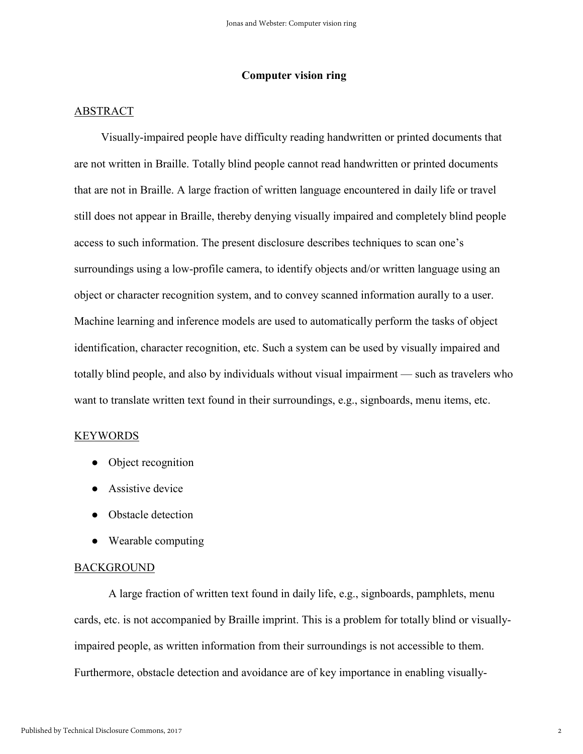## Computer vision ring

### ABSTRACT

Visually-impaired people have difficulty reading handwritten or printed documents that are not written in Braille. Totally blind people cannot read handwritten or printed documents that are not in Braille. A large fraction of written language encountered in daily life or travel still does not appear in Braille, thereby denying visually impaired and completely blind people access to such information. The present disclosure describes techniques to scan one's surroundings using a low-profile camera, to identify objects and/or written language using an object or character recognition system, and to convey scanned information aurally to a user. Machine learning and inference models are used to automatically perform the tasks of object identification, character recognition, etc. Such a system can be used by visually impaired and totally blind people, and also by individuals without visual impairment — such as travelers who want to translate written text found in their surroundings, e.g., signboards, menu items, etc.

### KEYWORDS

- Object recognition
- Assistive device
- Obstacle detection
- Wearable computing

### BACKGROUND

A large fraction of written text found in daily life, e.g., signboards, pamphlets, menu cards, etc. is not accompanied by Braille imprint. This is a problem for totally blind or visually-impaired people, as written information from their surroundings is not accessible to them. Furthermore, obstacle detection and avoidance are of key importance in enabling visually-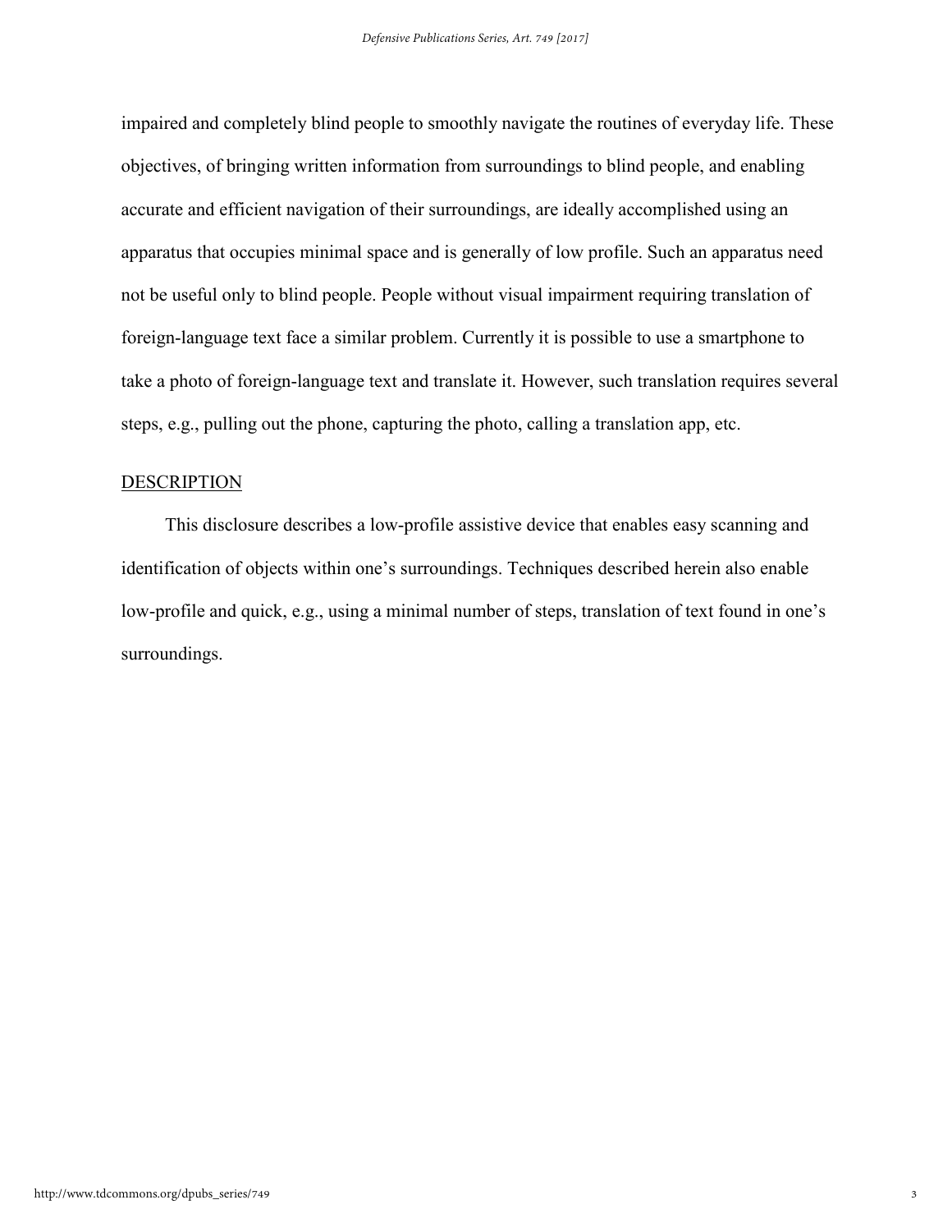impaired and completely blind people to smoothly navigate the routines of everyday life. These objectives, of bringing written information from surroundings to blind people, and enabling accurate and efficient navigation of their surroundings, are ideally accomplished using an apparatus that occupies minimal space and is generally of low profile. Such an apparatus need not be useful only to blind people. People without visual impairment requiring translation of foreign-language text face a similar problem. Currently it is possible to use a smartphone to take a photo of foreign-language text and translate it. However, such translation requires several steps, e.g., pulling out the phone, capturing the photo, calling a translation app, etc.

## DESCRIPTION

This disclosure describes a low-profile assistive device that enables easy scanning and identification of objects within one's surroundings. Techniques described herein also enable low-profile and quick, e.g., using a minimal number of steps, translation of text found in one's surroundings.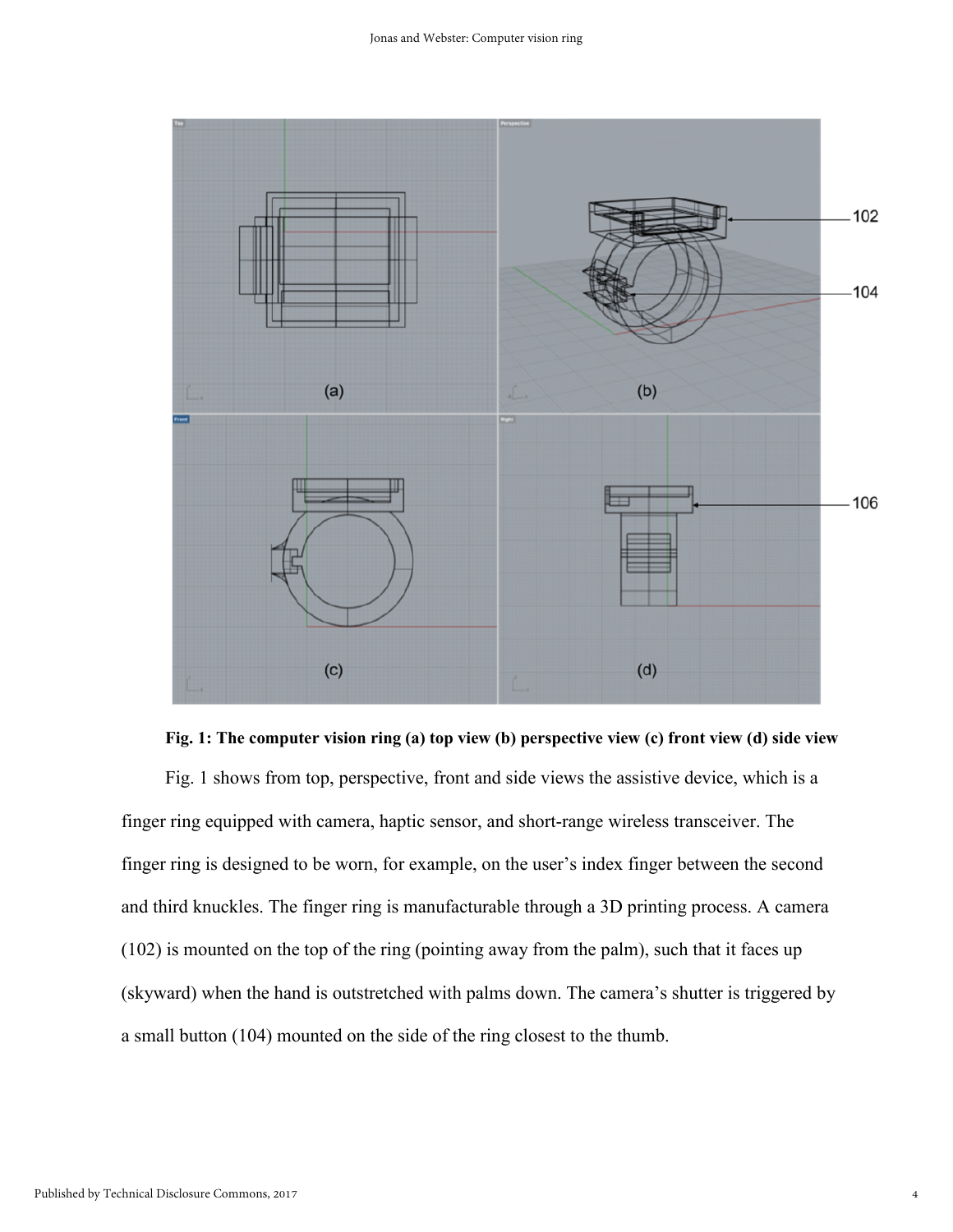(a)

(b)

(c)

(d)

102

104

106

**Fig. 1: The computer vision ring (a) top view (b) perspective view (c) front view (d) side view**

Fig. 1 shows from top, perspective, front and side views the assistive device, which is a finger ring equipped with camera, haptic sensor, and short-range wireless transceiver. The finger ring is designed to be worn, for example, on the user's index finger between the second and third knuckles. The finger ring is manufacturable through a 3D printing process. A camera (102) is mounted on the top of the ring (pointing away from the palm), such that it faces up (skyward) when the hand is outstretched with palms down. The camera's shutter is triggered by a small button (104) mounted on the side of the ring closest to the thumb.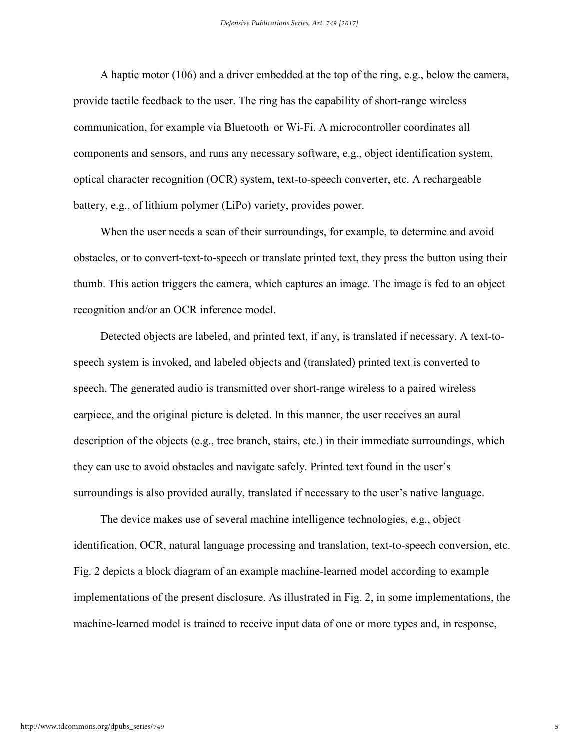A haptic motor (106) and a driver embedded at the top of the ring, e.g., below the camera, provide tactile feedback to the user. The ring has the capability of short-range wireless communication, for example via Bluetooth  or Wi-Fi. A microcontroller coordinates all components and sensors, and runs any necessary software, e.g., object identification system, optical character recognition (OCR) system, text-to-speech converter, etc. A rechargeable battery, e.g., of lithium polymer (LiPo) variety, provides power.

When the user needs a scan of their surroundings, for example, to determine and avoid obstacles, or to convert-text-to-speech or translate printed text, they press the button using their thumb. This action triggers the camera, which captures an image. The image is fed to an object recognition and/or an OCR inference model.

Detected objects are labeled, and printed text, if any, is translated if necessary. A text-to-speech system is invoked, and labeled objects and (translated) printed text is converted to speech. The generated audio is transmitted over short-range wireless to a paired wireless earpiece, and the original picture is deleted. In this manner, the user receives an aural description of the objects (e.g., tree branch, stairs, etc.) in their immediate surroundings, which they can use to avoid obstacles and navigate safely. Printed text found in the user's surroundings is also provided aurally, translated if necessary to the user's native language.

The device makes use of several machine intelligence technologies, e.g., object identification, OCR, natural language processing and translation, text-to-speech conversion, etc. Fig. 2 depicts a block diagram of an example machine-learned model according to example implementations of the present disclosure. As illustrated in Fig. 2, in some implementations, the machine-learned model is trained to receive input data of one or more types and, in response,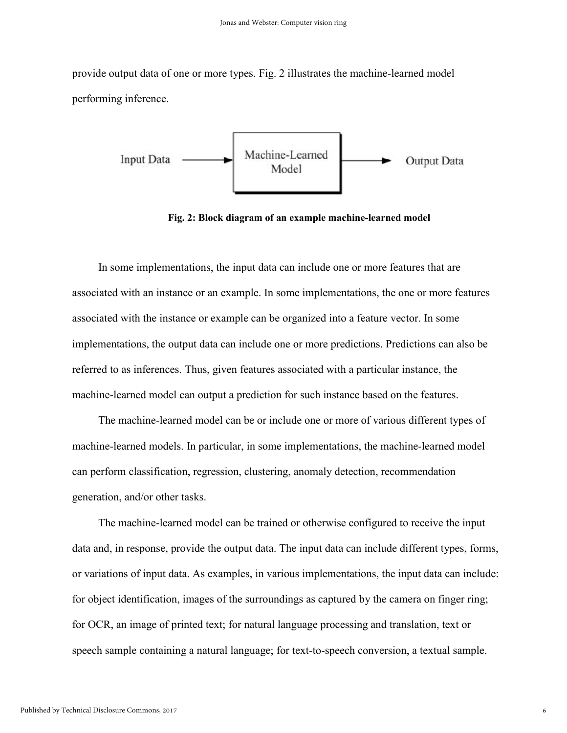provide output data of one or more types. Fig. 2 illustrates the machine-learned model performing inference.

Input Data

Machine-Learned Model

Output Data

**Fig. 2: Block diagram of an example machine-learned model**

In some implementations, the input data can include one or more features that are associated with an instance or an example. In some implementations, the one or more features associated with the instance or example can be organized into a feature vector. In some implementations, the output data can include one or more predictions. Predictions can also be referred to as inferences. Thus, given features associated with a particular instance, the machine-learned model can output a prediction for such instance based on the features.

The machine-learned model can be or include one or more of various different types of machine-learned models. In particular, in some implementations, the machine-learned model can perform classification, regression, clustering, anomaly detection, recommendation generation, and/or other tasks.

The machine-learned model can be trained or otherwise configured to receive the input data and, in response, provide the output data. The input data can include different types, forms, or variations of input data. As examples, in various implementations, the input data can include: for object identification, images of the surroundings as captured by the camera on finger ring; for OCR, an image of printed text; for natural language processing and translation, text or speech sample containing a natural language; for text-to-speech conversion, a textual sample.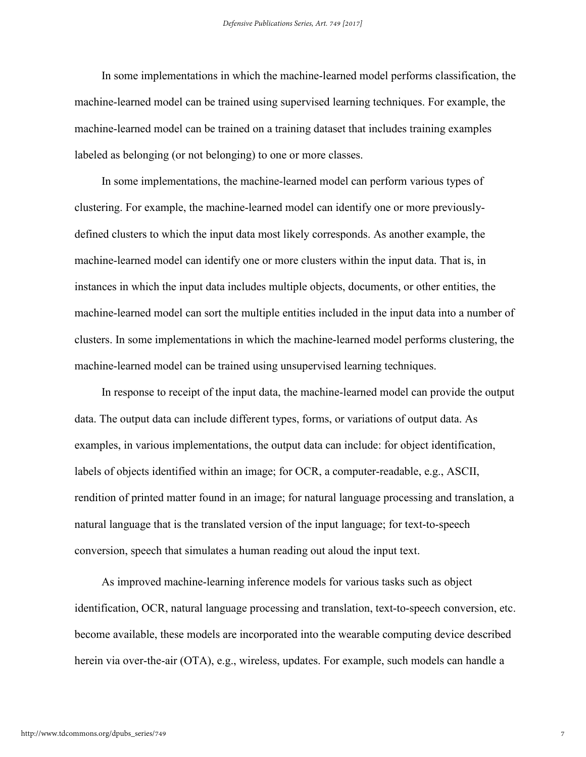In some implementations in which the machine-learned model performs classification, the machine-learned model can be trained using supervised learning techniques. For example, the machine-learned model can be trained on a training dataset that includes training examples labeled as belonging (or not belonging) to one or more classes.

In some implementations, the machine-learned model can perform various types of clustering. For example, the machine-learned model can identify one or more previously-defined clusters to which the input data most likely corresponds. As another example, the machine-learned model can identify one or more clusters within the input data. That is, in instances in which the input data includes multiple objects, documents, or other entities, the machine-learned model can sort the multiple entities included in the input data into a number of clusters. In some implementations in which the machine-learned model performs clustering, the machine-learned model can be trained using unsupervised learning techniques.

In response to receipt of the input data, the machine-learned model can provide the output data. The output data can include different types, forms, or variations of output data. As examples, in various implementations, the output data can include: for object identification, labels of objects identified within an image; for OCR, a computer-readable, e.g., ASCII, rendition of printed matter found in an image; for natural language processing and translation, a natural language that is the translated version of the input language; for text-to-speech conversion, speech that simulates a human reading out aloud the input text.

As improved machine-learning inference models for various tasks such as object identification, OCR, natural language processing and translation, text-to-speech conversion, etc. become available, these models are incorporated into the wearable computing device described herein via over-the-air (OTA), e.g., wireless, updates. For example, such models can handle a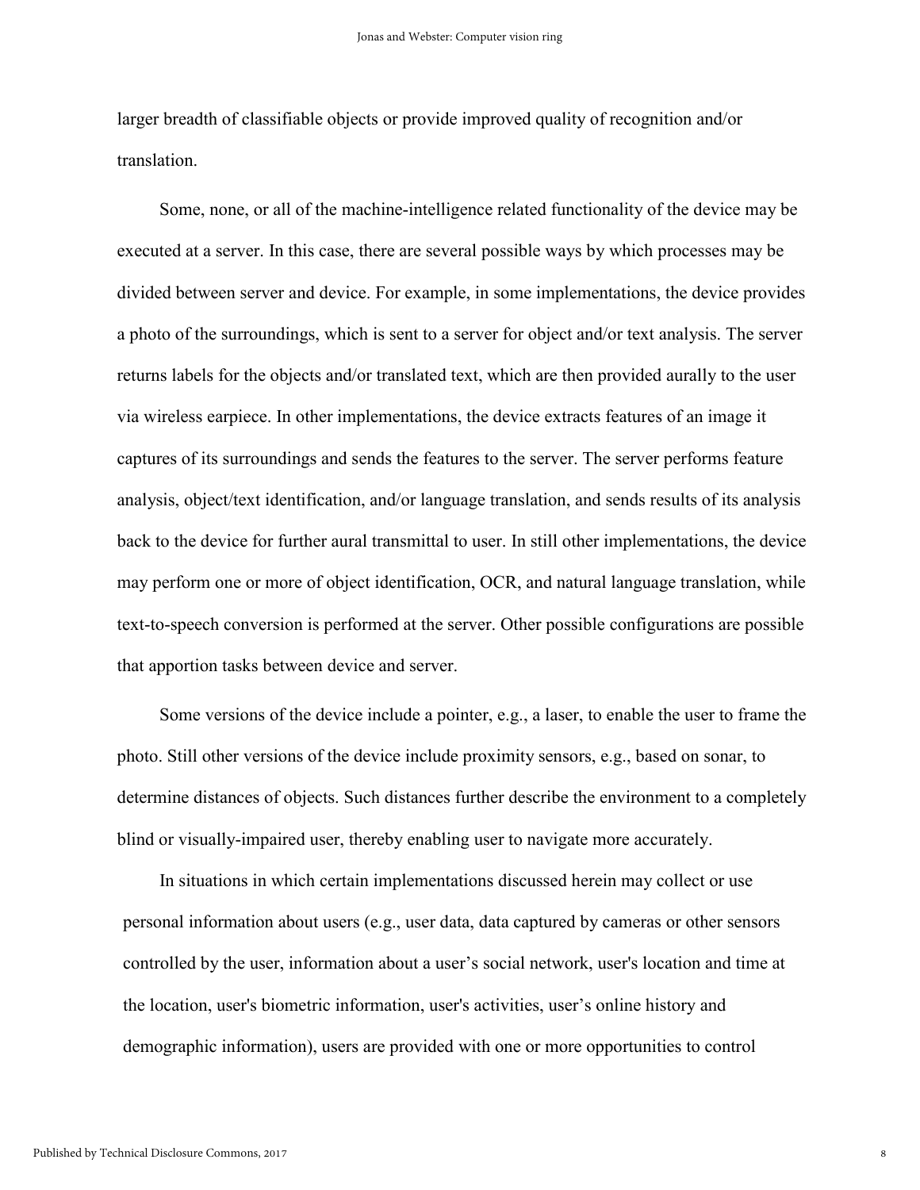larger breadth of classifiable objects or provide improved quality of recognition and/or translation.

Some, none, or all of the machine-intelligence related functionality of the device may be executed at a server. In this case, there are several possible ways by which processes may be divided between server and device. For example, in some implementations, the device provides a photo of the surroundings, which is sent to a server for object and/or text analysis. The server returns labels for the objects and/or translated text, which are then provided aurally to the user via wireless earpiece. In other implementations, the device extracts features of an image it captures of its surroundings and sends the features to the server. The server performs feature analysis, object/text identification, and/or language translation, and sends results of its analysis back to the device for further aural transmittal to user. In still other implementations, the device may perform one or more of object identification, OCR, and natural language translation, while text-to-speech conversion is performed at the server. Other possible configurations are possible that apportion tasks between device and server.

Some versions of the device include a pointer, e.g., a laser, to enable the user to frame the photo. Still other versions of the device include proximity sensors, e.g., based on sonar, to determine distances of objects. Such distances further describe the environment to a completely blind or visually-impaired user, thereby enabling user to navigate more accurately.

In situations in which certain implementations discussed herein may collect or use personal information about users (e.g., user data, data captured by cameras or other sensors controlled by the user, information about a user's social network, user's location and time at the location, user's biometric information, user's activities, user's online history and demographic information), users are provided with one or more opportunities to control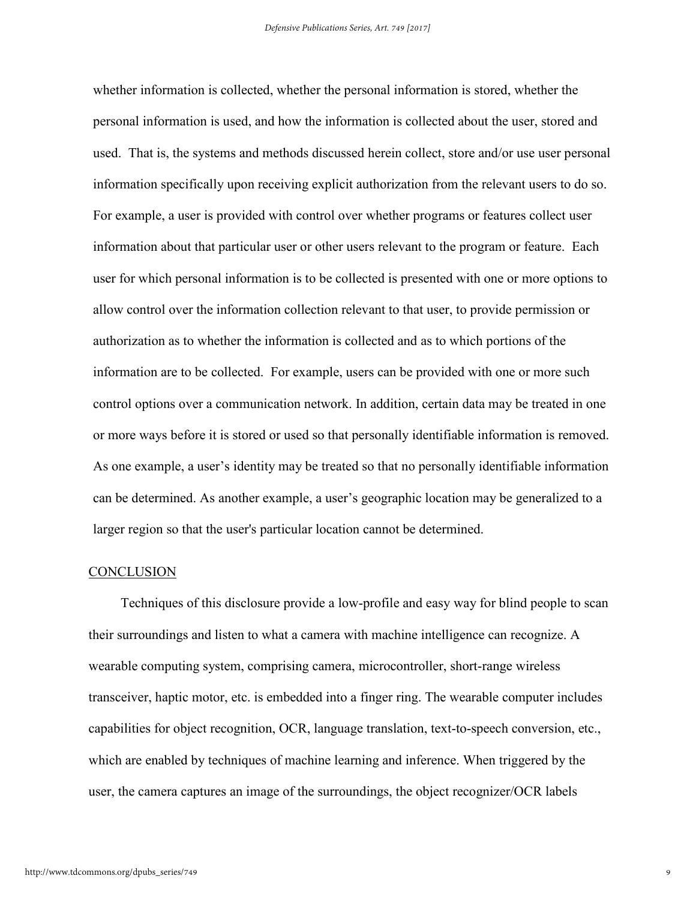whether information is collected, whether the personal information is stored, whether the personal information is used, and how the information is collected about the user, stored and used. That is, the systems and methods discussed herein collect, store and/or use user personal information specifically upon receiving explicit authorization from the relevant users to do so. For example, a user is provided with control over whether programs or features collect user information about that particular user or other users relevant to the program or feature. Each user for which personal information is to be collected is presented with one or more options to allow control over the information collection relevant to that user, to provide permission or authorization as to whether the information is collected and as to which portions of the information are to be collected. For example, users can be provided with one or more such control options over a communication network. In addition, certain data may be treated in one or more ways before it is stored or used so that personally identifiable information is removed. As one example, a user's identity may be treated so that no personally identifiable information can be determined. As another example, a user's geographic location may be generalized to a larger region so that the user's particular location cannot be determined.

## CONCLUSION

Techniques of this disclosure provide a low-profile and easy way for blind people to scan their surroundings and listen to what a camera with machine intelligence can recognize. A wearable computing system, comprising camera, microcontroller, short-range wireless transceiver, haptic motor, etc. is embedded into a finger ring. The wearable computer includes capabilities for object recognition, OCR, language translation, text-to-speech conversion, etc., which are enabled by techniques of machine learning and inference. When triggered by the user, the camera captures an image of the surroundings, the object recognizer/OCR labels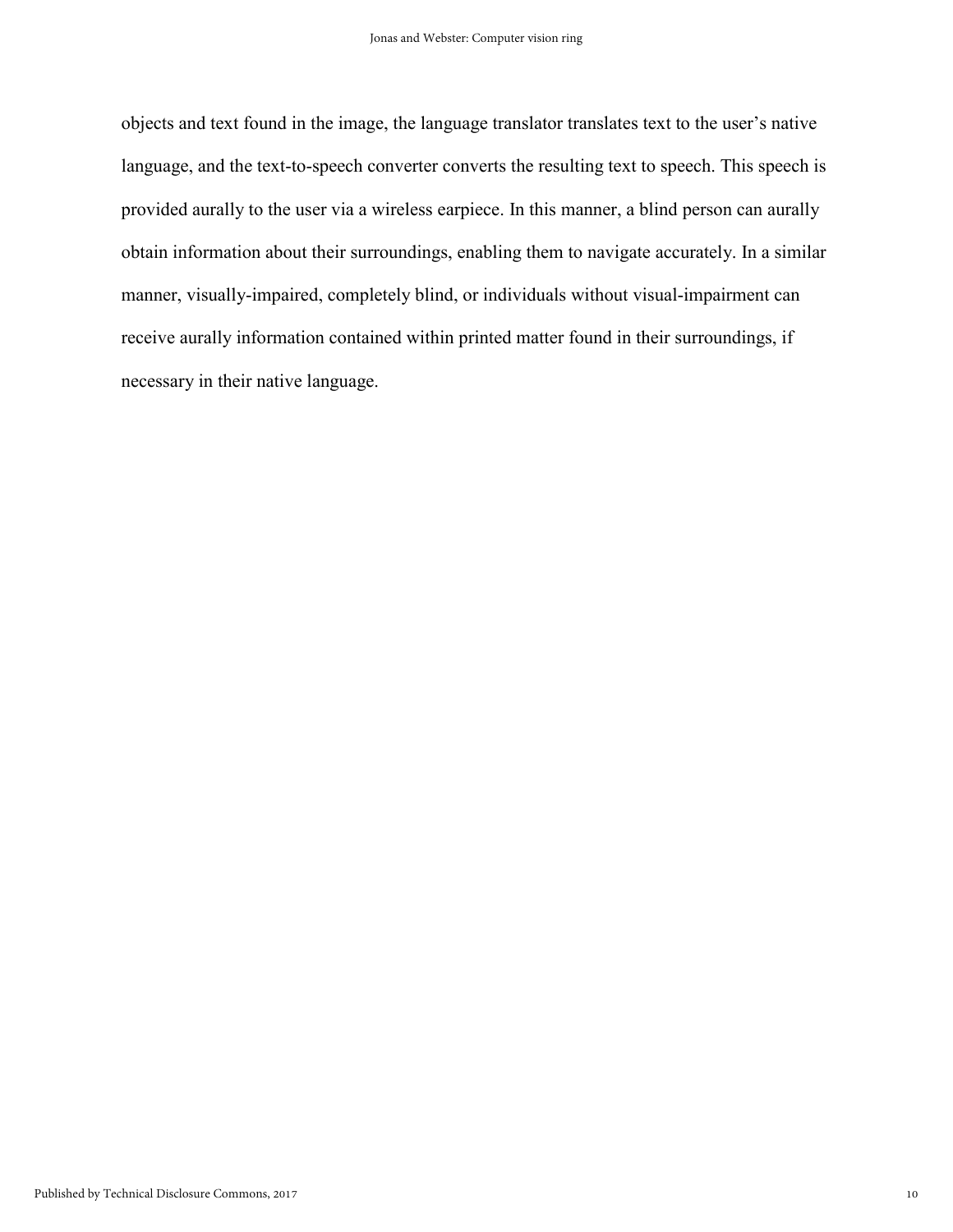objects and text found in the image, the language translator translates text to the user's native language, and the text-to-speech converter converts the resulting text to speech. This speech is provided aurally to the user via a wireless earpiece. In this manner, a blind person can aurally obtain information about their surroundings, enabling them to navigate accurately. In a similar manner, visually-impaired, completely blind, or individuals without visual-impairment can receive aurally information contained within printed matter found in their surroundings, if necessary in their native language.